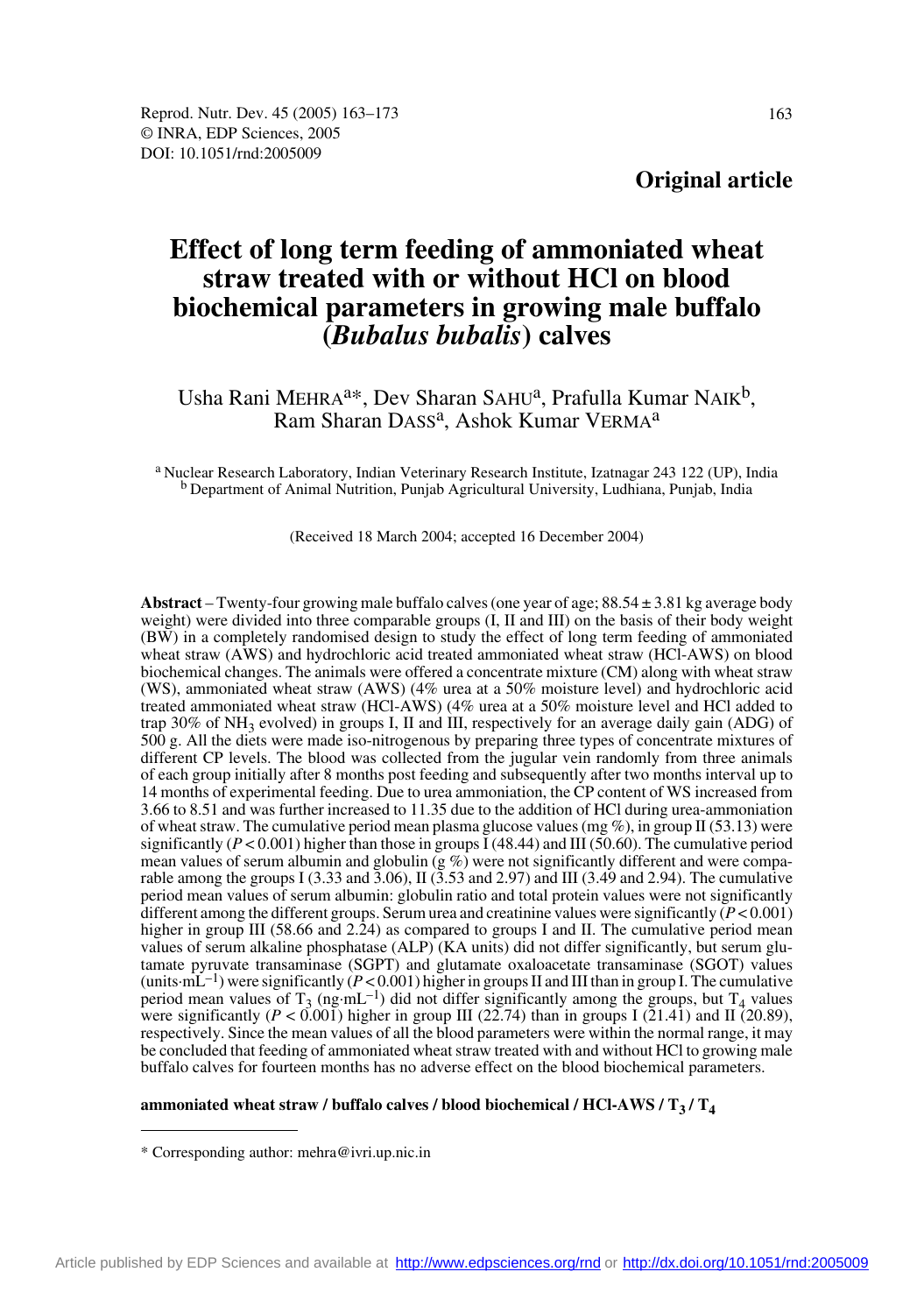**Original article**

# Effect of long term feeding of ammoniated wheat straw treated with or without HCl on blood biochemical parameters in growing male buffalo (*Bubalus bubalis*) calves

Usha Rani MEHRA[a]*, Dev Sharan SAHU[a], Prafulla Kumar NAIK[b], Ram Sharan DASS[a], Ashok Kumar VERMA[a]

[a] Nuclear Research Laboratory, Indian Veterinary Research Institute, Izatnagar 243 122 (UP), India
[b] Department of Animal Nutrition, Punjab Agricultural University, Ludhiana, Punjab, India

(Received 18 March 2004; accepted 16 December 2004)

**Abstract** – Twenty-four growing male buffalo calves (one year of age; 88.54 ± 3.81 kg average body weight) were divided into three comparable groups (I, II and III) on the basis of their body weight (BW) in a completely randomised design to study the effect of long term feeding of ammoniated wheat straw (AWS) and hydrochloric acid treated ammoniated wheat straw (HCl-AWS) on blood biochemical changes. The animals were offered a concentrate mixture (CM) along with wheat straw (WS), ammoniated wheat straw (AWS) (4% urea at a 50% moisture level) and hydrochloric acid treated ammoniated wheat straw (HCl-AWS) (4% urea at a 50% moisture level and HCl added to trap 30% of $NH_3$ evolved) in groups I, II and III, respectively for an average daily gain (ADG) of 500 g. All the diets were made iso-nitrogenous by preparing three types of concentrate mixtures of different CP levels. The blood was collected from the jugular vein randomly from three animals of each group initially after 8 months post feeding and subsequently after two months interval up to 14 months of experimental feeding. Due to urea ammoniation, the CP content of WS increased from 3.66 to 8.51 and was further increased to 11.35 due to the addition of HCl during urea-ammoniation of wheat straw. The cumulative period mean plasma glucose values (mg %), in group II (53.13) were significantly ($P < 0.001$) higher than those in groups I (48.44) and III (50.60). The cumulative period mean values of serum albumin and globulin (g %) were not significantly different and were comparable among the groups I (3.33 and 3.06), II (3.53 and 2.97) and III (3.49 and 2.94). The cumulative period mean values of serum albumin: globulin ratio and total protein values were not significantly different among the different groups. Serum urea and creatinine values were significantly ($P < 0.001$) higher in group III (58.66 and 2.24) as compared to groups I and II. The cumulative period mean values of serum alkaline phosphatase (ALP) (KA units) did not differ significantly, but serum glutamate pyruvate transaminase (SGPT) and glutamate oxaloacetate transaminase (SGOT) values (units·$mL^{-1}$) were significantly ($P < 0.001$) higher in groups II and III than in group I. The cumulative period mean values of $T_3$ (ng·$mL^{-1}$) did not differ significantly among the groups, but $T_4$ values were significantly ($P < 0.001$) higher in group III (22.74) than in groups I (21.41) and II (20.89), respectively. Since the mean values of all the blood parameters were within the normal range, it may be concluded that feeding of ammoniated wheat straw treated with and without HCl to growing male buffalo calves for fourteen months has no adverse effect on the blood biochemical parameters.

**ammoniated wheat straw / buffalo calves / blood biochemical / HCl-AWS / $T_3$ / $T_4$**

---

\* Corresponding author: mehra@ivri.up.nic.in

Article published by EDP Sciences and available at http://www.edpsciences.org/rnd or http://dx.doi.org/10.1051/rnd:2005009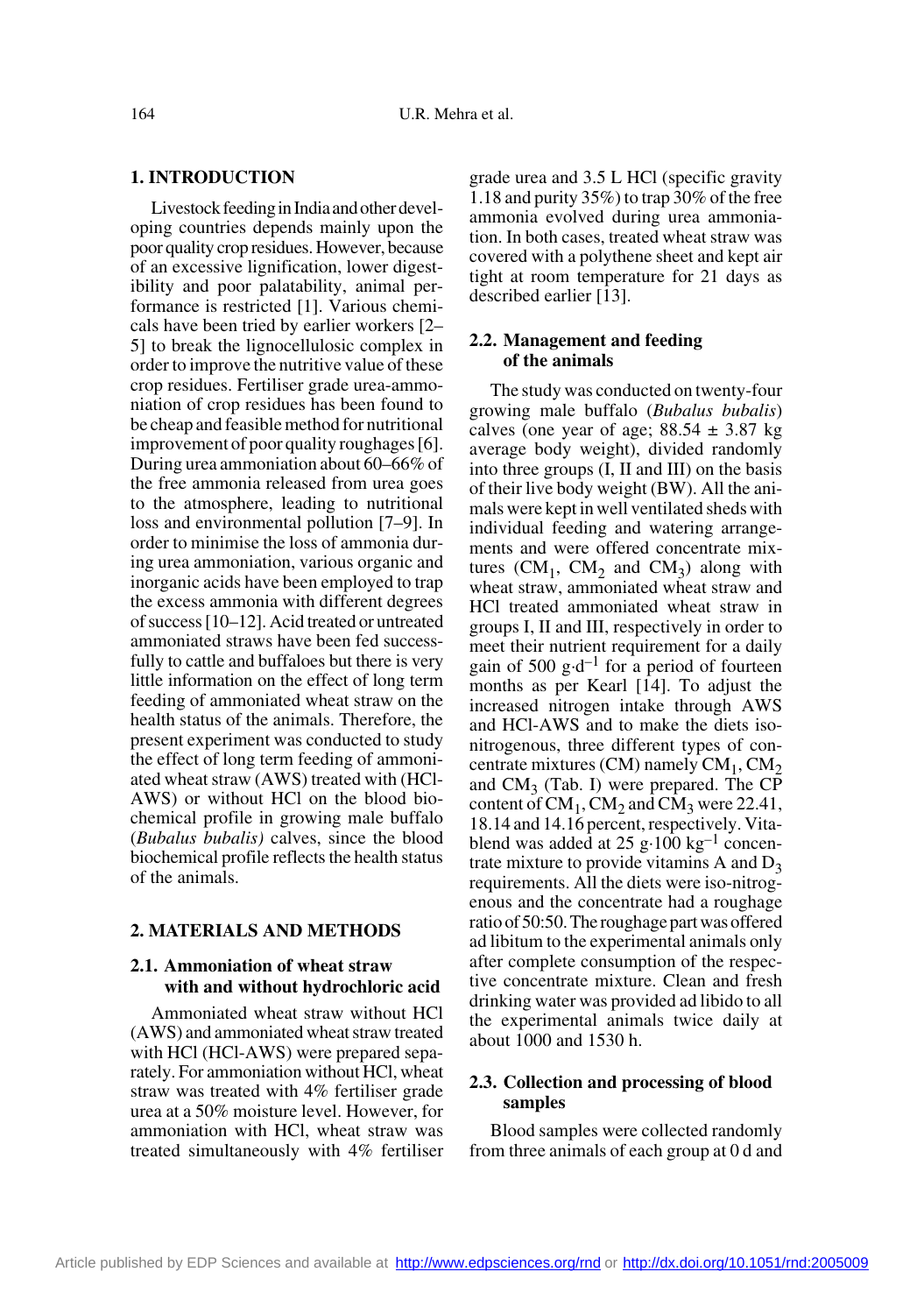## 1. INTRODUCTION

Livestock feeding in India and other developing countries depends mainly upon the poor quality crop residues. However, because of an excessive lignification, lower digestibility and poor palatability, animal performance is restricted [1]. Various chemicals have been tried by earlier workers [2–5] to break the lignocellulosic complex in order to improve the nutritive value of these crop residues. Fertiliser grade urea-ammoniation of crop residues has been found to be cheap and feasible method for nutritional improvement of poor quality roughages [6]. During urea ammoniation about 60–66% of the free ammonia released from urea goes to the atmosphere, leading to nutritional loss and environmental pollution [7–9]. In order to minimise the loss of ammonia during urea ammoniation, various organic and inorganic acids have been employed to trap the excess ammonia with different degrees of success [10–12]. Acid treated or untreated ammoniated straws have been fed successfully to cattle and buffaloes but there is very little information on the effect of long term feeding of ammoniated wheat straw on the health status of the animals. Therefore, the present experiment was conducted to study the effect of long term feeding of ammoniated wheat straw (AWS) treated with (HCl-AWS) or without HCl on the blood biochemical profile in growing male buffalo (*Bubalus bubalis)* calves, since the blood biochemical profile reflects the health status of the animals.

## 2. MATERIALS AND METHODS

### 2.1. Ammoniation of wheat straw with and without hydrochloric acid

Ammoniated wheat straw without HCl (AWS) and ammoniated wheat straw treated with HCl (HCl-AWS) were prepared separately. For ammoniation without HCl, wheat straw was treated with 4% fertiliser grade urea at a 50% moisture level. However, for ammoniation with HCl, wheat straw was treated simultaneously with 4% fertiliser grade urea and 3.5 L HCl (specific gravity 1.18 and purity 35%) to trap 30% of the free ammonia evolved during urea ammoniation. In both cases, treated wheat straw was covered with a polythene sheet and kept air tight at room temperature for 21 days as described earlier [13].

### 2.2. Management and feeding of the animals

The study was conducted on twenty-four growing male buffalo (*Bubalus bubalis*) calves (one year of age; 88.54 ± 3.87 kg average body weight), divided randomly into three groups (I, II and III) on the basis of their live body weight (BW). All the animals were kept in well ventilated sheds with individual feeding and watering arrangements and were offered concentrate mixtures ($CM_1$, $CM_2$ and $CM_3$) along with wheat straw, ammoniated wheat straw and HCl treated ammoniated wheat straw in groups I, II and III, respectively in order to meet their nutrient requirement for a daily gain of 500 $g \cdot d^{-1}$ for a period of fourteen months as per Kearl [14]. To adjust the increased nitrogen intake through AWS and HCl-AWS and to make the diets iso-nitrogenous, three different types of concentrate mixtures (CM) namely $CM_1$, $CM_2$ and $CM_3$ (Tab. I) were prepared. The CP content of $CM_1$, $CM_2$ and $CM_3$ were 22.41, 18.14 and 14.16 percent, respectively. Vitablend was added at 25 $g \cdot 100\ kg^{-1}$ concentrate mixture to provide vitamins A and $D_3$ requirements. All the diets were iso-nitrogenous and the concentrate had a roughage ratio of 50:50. The roughage part was offered ad libitum to the experimental animals only after complete consumption of the respective concentrate mixture. Clean and fresh drinking water was provided ad libido to all the experimental animals twice daily at about 1000 and 1530 h.

### 2.3. Collection and processing of blood samples

Blood samples were collected randomly from three animals of each group at 0 d and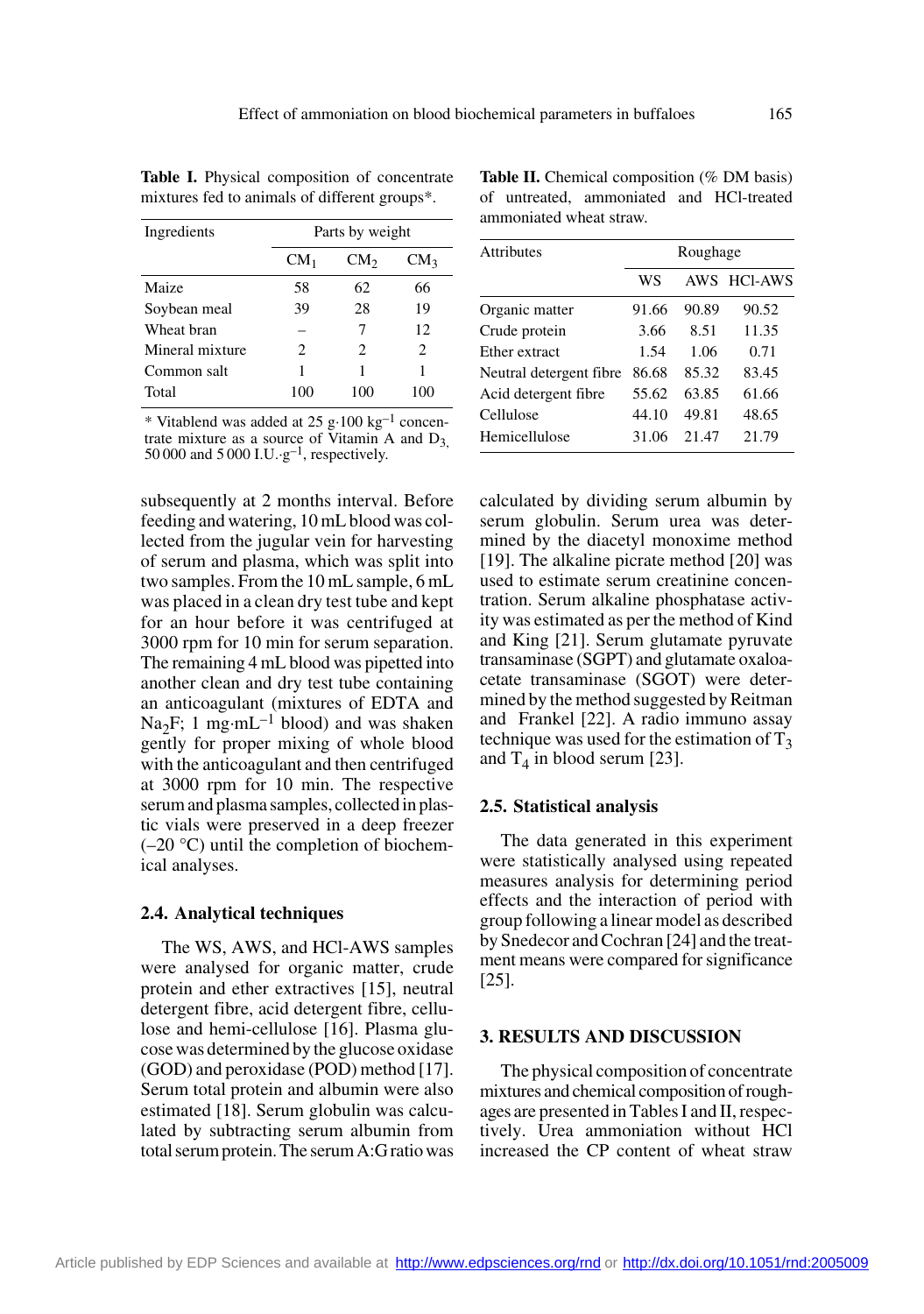**Table I.** Physical composition of concentrate mixtures fed to animals of different groups*.

| Ingredients | Parts by weight | | |
|---|---|---|---|
| | $CM_1$ | $CM_2$ | $CM_3$ |
| Maize | 58 | 62 | 66 |
| Soybean meal | 39 | 28 | 19 |
| Wheat bran | – | 7 | 12 |
| Mineral mixture | 2 | 2 | 2 |
| Common salt | 1 | 1 | 1 |
| Total | 100 | 100 | 100 |

* Vitablend was added at 25 $g \cdot 100\ kg^{-1}$ concentrate mixture as a source of Vitamin A and $D_3$, 50 000 and 5 000 $I.U. \cdot g^{-1}$, respectively.

**Table II.** Chemical composition (% DM basis) of untreated, ammoniated and HCl-treated ammoniated wheat straw.

| Attributes | Roughage | | |
|---|---|---|---|
| | WS | AWS | HCl-AWS |
| Organic matter | 91.66 | 90.89 | 90.52 |
| Crude protein | 3.66 | 8.51 | 11.35 |
| Ether extract | 1.54 | 1.06 | 0.71 |
| Neutral detergent fibre | 86.68 | 85.32 | 83.45 |
| Acid detergent fibre | 55.62 | 63.85 | 61.66 |
| Cellulose | 44.10 | 49.81 | 48.65 |
| Hemicellulose | 31.06 | 21.47 | 21.79 |

subsequently at 2 months interval. Before feeding and watering, 10 mL blood was collected from the jugular vein for harvesting of serum and plasma, which was split into two samples. From the 10 mL sample, 6 mL was placed in a clean dry test tube and kept for an hour before it was centrifuged at 3000 rpm for 10 min for serum separation. The remaining 4 mL blood was pipetted into another clean and dry test tube containing an anticoagulant (mixtures of EDTA and $Na_2F$; 1 $mg \cdot mL^{-1}$ blood) and was shaken gently for proper mixing of whole blood with the anticoagulant and then centrifuged at 3000 rpm for 10 min. The respective serum and plasma samples, collected in plastic vials were preserved in a deep freezer (–20 °C) until the completion of biochemical analyses.

### 2.4. Analytical techniques

The WS, AWS, and HCl-AWS samples were analysed for organic matter, crude protein and ether extractives [15], neutral detergent fibre, acid detergent fibre, cellulose and hemi-cellulose [16]. Plasma glucose was determined by the glucose oxidase (GOD) and peroxidase (POD) method [17]. Serum total protein and albumin were also estimated [18]. Serum globulin was calculated by subtracting serum albumin from total serum protein. The serum A:G ratio was calculated by dividing serum albumin by serum globulin. Serum urea was determined by the diacetyl monoxime method [19]. The alkaline picrate method [20] was used to estimate serum creatinine concentration. Serum alkaline phosphatase activity was estimated as per the method of Kind and King [21]. Serum glutamate pyruvate transaminase (SGPT) and glutamate oxaloacetate transaminase (SGOT) were determined by the method suggested by Reitman and Frankel [22]. A radio immuno assay technique was used for the estimation of $T_3$ and $T_4$ in blood serum [23].

### 2.5. Statistical analysis

The data generated in this experiment were statistically analysed using repeated measures analysis for determining period effects and the interaction of period with group following a linear model as described by Snedecor and Cochran [24] and the treatment means were compared for significance [25].

## 3. RESULTS AND DISCUSSION

The physical composition of concentrate mixtures and chemical composition of roughages are presented in Tables I and II, respectively. Urea ammoniation without HCl increased the CP content of wheat straw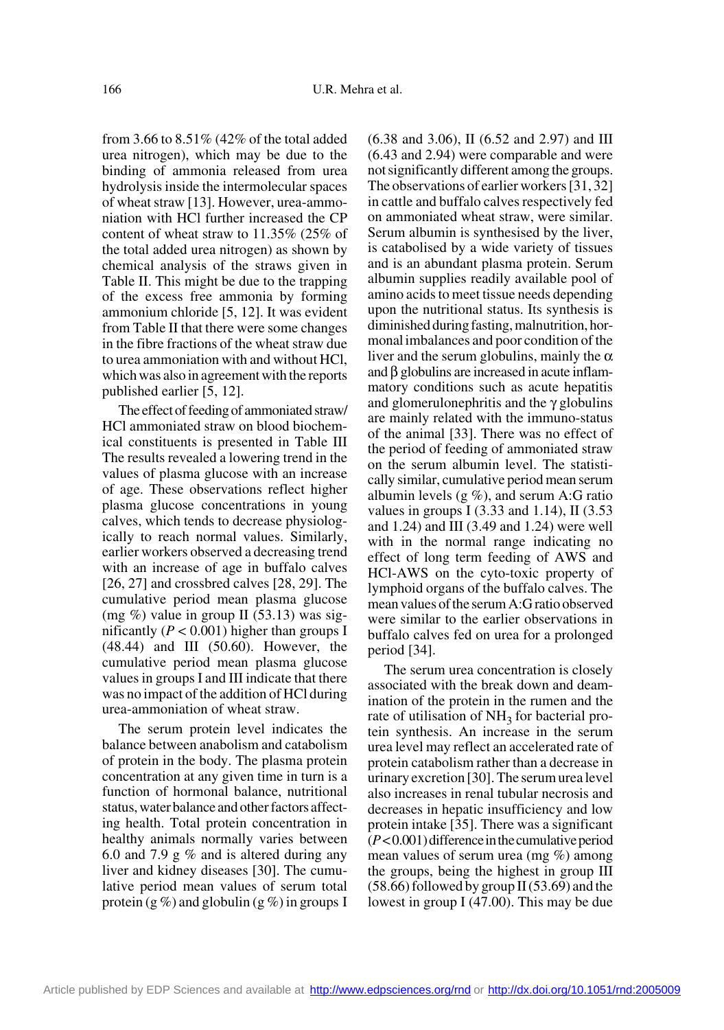from 3.66 to 8.51% (42% of the total added urea nitrogen), which may be due to the binding of ammonia released from urea hydrolysis inside the intermolecular spaces of wheat straw [13]. However, urea-ammoniation with HCl further increased the CP content of wheat straw to 11.35% (25% of the total added urea nitrogen) as shown by chemical analysis of the straws given in Table II. This might be due to the trapping of the excess free ammonia by forming ammonium chloride [5, 12]. It was evident from Table II that there were some changes in the fibre fractions of the wheat straw due to urea ammoniation with and without HCl, which was also in agreement with the reports published earlier [5, 12].

The effect of feeding of ammoniated straw/HCl ammoniated straw on blood biochemical constituents is presented in Table III The results revealed a lowering trend in the values of plasma glucose with an increase of age. These observations reflect higher plasma glucose concentrations in young calves, which tends to decrease physiologically to reach normal values. Similarly, earlier workers observed a decreasing trend with an increase of age in buffalo calves [26, 27] and crossbred calves [28, 29]. The cumulative period mean plasma glucose (mg %) value in group II (53.13) was significantly ($P < 0.001$) higher than groups I (48.44) and III (50.60). However, the cumulative period mean plasma glucose values in groups I and III indicate that there was no impact of the addition of HCl during urea-ammoniation of wheat straw.

The serum protein level indicates the balance between anabolism and catabolism of protein in the body. The plasma protein concentration at any given time in turn is a function of hormonal balance, nutritional status, water balance and other factors affecting health. Total protein concentration in healthy animals normally varies between 6.0 and 7.9 g % and is altered during any liver and kidney diseases [30]. The cumulative period mean values of serum total protein (g %) and globulin (g %) in groups I (6.38 and 3.06), II (6.52 and 2.97) and III (6.43 and 2.94) were comparable and were not significantly different among the groups. The observations of earlier workers [31, 32] in cattle and buffalo calves respectively fed on ammoniated wheat straw, were similar. Serum albumin is synthesised by the liver, is catabolised by a wide variety of tissues and is an abundant plasma protein. Serum albumin supplies readily available pool of amino acids to meet tissue needs depending upon the nutritional status. Its synthesis is diminished during fasting, malnutrition, hormonal imbalances and poor condition of the liver and the serum globulins, mainly the $\alpha$ and $\beta$ globulins are increased in acute inflammatory conditions such as acute hepatitis and glomerulonephritis and the $\gamma$ globulins are mainly related with the immuno-status of the animal [33]. There was no effect of the period of feeding of ammoniated straw on the serum albumin level. The statistically similar, cumulative period mean serum albumin levels (g %), and serum A:G ratio values in groups I (3.33 and 1.14), II (3.53 and 1.24) and III (3.49 and 1.24) were well with in the normal range indicating no effect of long term feeding of AWS and HCl-AWS on the cyto-toxic property of lymphoid organs of the buffalo calves. The mean values of the serum A:G ratio observed were similar to the earlier observations in buffalo calves fed on urea for a prolonged period [34].

The serum urea concentration is closely associated with the break down and deamination of the protein in the rumen and the rate of utilisation of $NH_3$ for bacterial protein synthesis. An increase in the serum urea level may reflect an accelerated rate of protein catabolism rather than a decrease in urinary excretion [30]. The serum urea level also increases in renal tubular necrosis and decreases in hepatic insufficiency and low protein intake [35]. There was a significant ($P < 0.001$) difference in the cumulative period mean values of serum urea (mg %) among the groups, being the highest in group III (58.66) followed by group II (53.69) and the lowest in group I (47.00). This may be due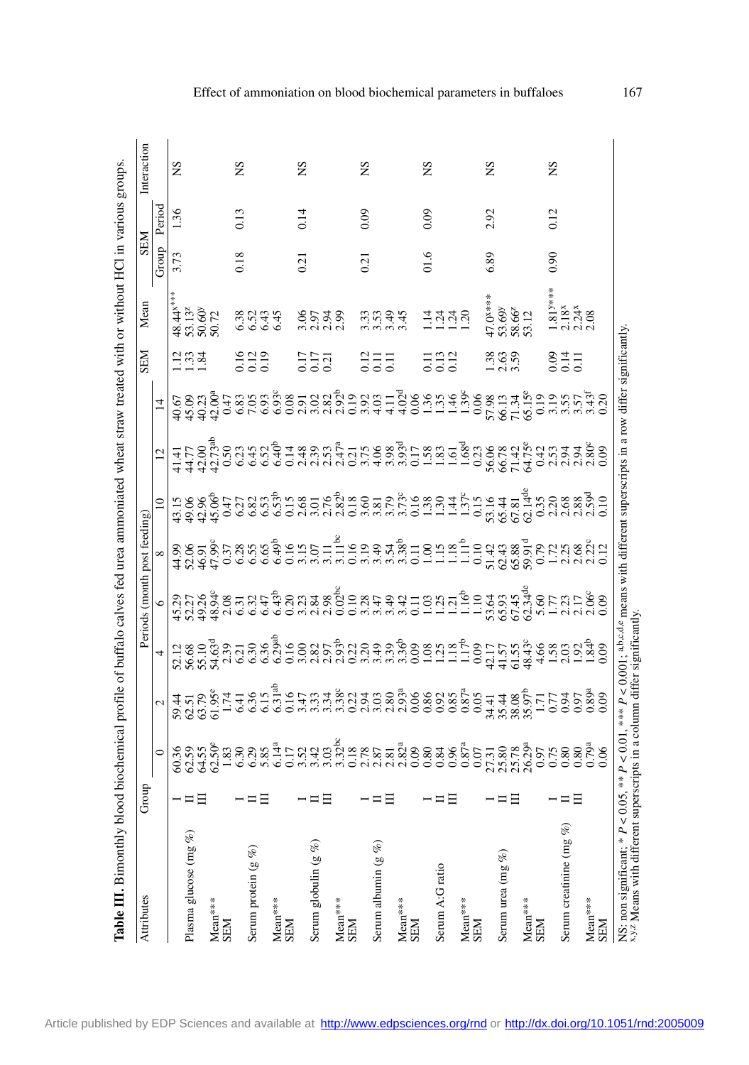**Table III.** Bimonthly blood biochemical profile of buffalo calves fed urea ammoniated wheat straw treated with or without HCl in various groups.

| Attributes | Group | Periods (month post feeding) | | | | | | | | SEM | Mean | SEM | | Interaction |
|---|---|---|---|---|---|---|---|---|---|---|---|---|---|---|
| | | 0 | 2 | 4 | 6 | 8 | 10 | 12 | 14 | | | Group | Period | |
| Plasma glucose (mg %) | I | 60.36 | 59.44 | 52.12 | 45.29 | 44.99 | 43.15 | 41.41 | 40.67 | 1.12 | 48.44[x]*** | 3.73 | 1.36 | NS |
| | II | 62.59 | 62.51 | 56.68 | 52.27 | 52.06 | 49.06 | 44.77 | 45.09 | 1.33 | 53.13[z] | | | |
| | III | 64.55 | 63.79 | 55.10 | 49.26 | 46.91 | 42.96 | 42.00 | 40.23 | 1.84 | 50.60[y] | | | |
| Mean*** | | 62.50[e] | 61.95[e] | 54.63[d] | 48.94[c] | 47.99[c] | 45.06[b] | 42.73[ab] | 42.00[a] | | 50.72 | | | |
| SEM | | 1.83 | 1.74 | 2.39 | 2.08 | 0.37 | 0.47 | 0.50 | 0.47 | | | | | |
| Serum protein (g %) | I | 6.30 | 6.41 | 6.21 | 6.31 | 6.28 | 6.27 | 6.23 | 6.83 | 0.16 | 6.38 | 0.18 | 0.13 | NS |
| | II | 6.29 | 6.36 | 6.30 | 6.32 | 6.55 | 6.82 | 6.45 | 7.05 | 0.12 | 6.52 | | | |
| | III | 5.85 | 6.15 | 6.36 | 6.47 | 6.65 | 6.53 | 6.52 | 6.93 | 0.19 | 6.43 | | | |
| Mean*** | | 6.14[a] | 6.31[ab] | 6.29[ab] | 6.43[b] | 6.49[b] | 6.53[b] | 6.40[b] | 6.93[c] | | 6.45 | | | |
| SEM | | 0.17 | 0.16 | 0.16 | 0.20 | 0.16 | 0.15 | 0.14 | 0.08 | | | | | |
| Serum globulin (g %) | I | 3.52 | 3.47 | 3.00 | 3.23 | 3.15 | 2.68 | 2.48 | 2.91 | 0.17 | 3.06 | 0.21 | 0.14 | NS |
| | II | 3.42 | 3.33 | 2.82 | 2.84 | 3.07 | 3.01 | 2.39 | 3.02 | 0.17 | 2.97 | | | |
| | III | 3.03 | 3.34 | 2.97 | 2.98 | 3.11 | 2.76 | 2.53 | 2.82 | 0.21 | 2.94 | | | |
| Mean*** | | 3.32[bc] | 3.38[c] | 2.93[b] | 0.02[bc] | 3.11[bc] | 2.82[b] | 2.47[a] | 2.92[b] | | 2.99 | | | |
| SEM | | 0.18 | 0.22 | 0.22 | 0.10 | 0.16 | 0.18 | 0.21 | 0.19 | | | | | |
| Serum albumin (g %) | I | 2.78 | 2.94 | 3.20 | 3.28 | 3.19 | 3.60 | 3.75 | 3.92 | 0.12 | 3.33 | 0.21 | 0.09 | NS |
| | II | 2.87 | 3.03 | 3.49 | 3.47 | 3.49 | 3.81 | 4.06 | 4.03 | 0.11 | 3.53 | | | |
| | III | 2.81 | 2.80 | 3.39 | 3.49 | 3.54 | 3.79 | 3.98 | 4.11 | 0.11 | 3.49 | | | |
| Mean*** | | 2.82[a] | 2.93[a] | 3.36[b] | 3.42 | 3.38[b] | 3.73[c] | 3.93[d] | 4.02[d] | | 3.45 | | | |
| SEM | | 0.09 | 0.06 | 0.09 | 0.11 | 0.11 | 0.16 | 0.17 | 0.06 | | | | | |
| Serum A:G ratio | I | 0.80 | 0.86 | 1.08 | 1.03 | 1.00 | 1.38 | 1.58 | 1.36 | 0.11 | 1.14 | 01.6 | 0.09 | NS |
| | II | 0.84 | 0.92 | 1.25 | 1.25 | 1.15 | 1.30 | 1.83 | 1.35 | 0.13 | 1.24 | | | |
| | III | 0.96 | 0.85 | 1.18 | 1.21 | 1.18 | 1.44 | 1.61 | 1.46 | 0.12 | 1.24 | | | |
| Mean*** | | 0.87[a] | 0.87[a] | 1.17[b] | 1.16[b] | 1.11[b] | 1.37[c] | 1.68[d] | 1.39[c] | | 1.20 | | | |
| SEM | | 0.07 | 0.05 | 0.09 | 1.10 | 0.10 | 0.15 | 0.23 | 0.06 | | | | | |
| Serum urea (mg %) | I | 27.31 | 34.41 | 42.17 | 53.64 | 51.42 | 53.16 | 56.06 | 57.98 | 1.38 | 47.0[x]*** | 6.89 | 2.92 | NS |
| | II | 25.80 | 35.44 | 41.57 | 65.93 | 62.43 | 65.44 | 66.78 | 66.13 | 2.63 | 53.69[y] | | | |
| | III | 25.78 | 38.08 | 61.55 | 67.45 | 65.88 | 67.81 | 71.42 | 71.34 | 3.59 | 58.66[z] | | | |
| Mean*** | | 26.29[a] | 35.97[b] | 48.43[c] | 62.34[de] | 59.91[d] | 62.14[de] | 64.75[e] | 65.15[e] | | 53.12 | | | |
| SEM | | 0.97 | 1.71 | 4.66 | 5.60 | 0.79 | 0.35 | 0.42 | 0.19 | | | | | |
| Serum creatinine (mg %) | I | 0.75 | 0.77 | 1.58 | 1.77 | 1.72 | 2.20 | 2.53 | 3.19 | 0.09 | 1.81[y]*** | 0.90 | 0.12 | NS |
| | II | 0.80 | 0.94 | 2.03 | 2.23 | 2.25 | 2.68 | 2.94 | 3.55 | 0.14 | 2.18[x] | | | |
| | III | 0.80 | 0.97 | 1.92 | 2.17 | 2.68 | 2.88 | 2.94 | 3.57 | 0.11 | 2.24[x] | | | |
| Mean*** | | 0.79[a] | 0.89[a] | 1.84[b] | 2.06[c] | 2.22[c] | 2.59[d] | 2.80[e] | 3.43[f] | | 2.08 | | | |
| SEM | | 0.06 | 0.09 | 0.09 | 0.09 | 0.12 | 0.10 | 0.09 | 0.20 | | | | | |

NS: non significant; * $P < 0.05$, ** $P < 0.01$, *** $P < 0.001$; [a,b,c,d,e] means with different superscripts in a row differ significantly.
[x,y,z] Means with different superscripts in a column differ significantly.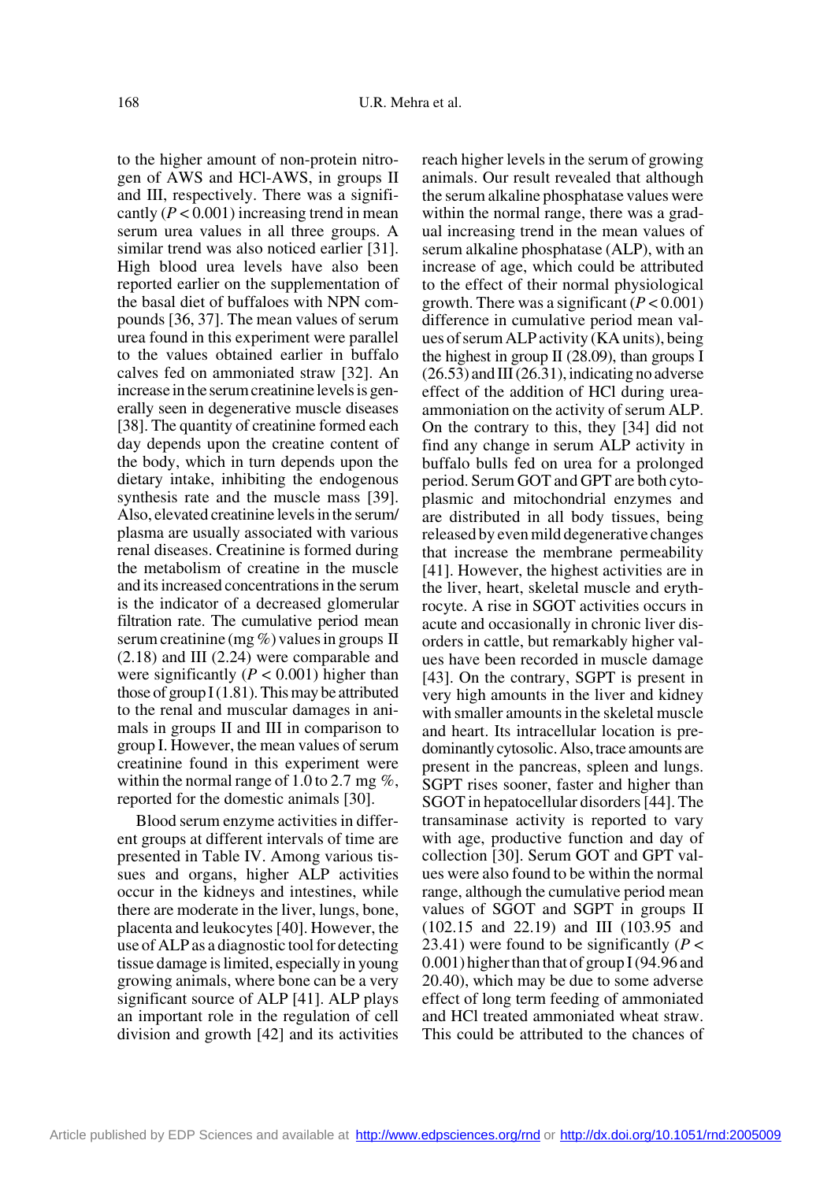to the higher amount of non-protein nitrogen of AWS and HCl-AWS, in groups II and III, respectively. There was a significantly ($P < 0.001$) increasing trend in mean serum urea values in all three groups. A similar trend was also noticed earlier [31]. High blood urea levels have also been reported earlier on the supplementation of the basal diet of buffaloes with NPN compounds [36, 37]. The mean values of serum urea found in this experiment were parallel to the values obtained earlier in buffalo calves fed on ammoniated straw [32]. An increase in the serum creatinine levels is generally seen in degenerative muscle diseases [38]. The quantity of creatinine formed each day depends upon the creatine content of the body, which in turn depends upon the dietary intake, inhibiting the endogenous synthesis rate and the muscle mass [39]. Also, elevated creatinine levels in the serum/plasma are usually associated with various renal diseases. Creatinine is formed during the metabolism of creatine in the muscle and its increased concentrations in the serum is the indicator of a decreased glomerular filtration rate. The cumulative period mean serum creatinine (mg %) values in groups II (2.18) and III (2.24) were comparable and were significantly ($P < 0.001$) higher than those of group I (1.81). This may be attributed to the renal and muscular damages in animals in groups II and III in comparison to group I. However, the mean values of serum creatinine found in this experiment were within the normal range of 1.0 to 2.7 mg %, reported for the domestic animals [30].

Blood serum enzyme activities in different groups at different intervals of time are presented in Table IV. Among various tissues and organs, higher ALP activities occur in the kidneys and intestines, while there are moderate in the liver, lungs, bone, placenta and leukocytes [40]. However, the use of ALP as a diagnostic tool for detecting tissue damage is limited, especially in young growing animals, where bone can be a very significant source of ALP [41]. ALP plays an important role in the regulation of cell division and growth [42] and its activities reach higher levels in the serum of growing animals. Our result revealed that although the serum alkaline phosphatase values were within the normal range, there was a gradual increasing trend in the mean values of serum alkaline phosphatase (ALP), with an increase of age, which could be attributed to the effect of their normal physiological growth. There was a significant ($P < 0.001$) difference in cumulative period mean values of serum ALP activity (KA units), being the highest in group II (28.09), than groups I (26.53) and III (26.31), indicating no adverse effect of the addition of HCl during urea-ammoniation on the activity of serum ALP. On the contrary to this, they [34] did not find any change in serum ALP activity in buffalo bulls fed on urea for a prolonged period. Serum GOT and GPT are both cytoplasmic and mitochondrial enzymes and are distributed in all body tissues, being released by even mild degenerative changes that increase the membrane permeability [41]. However, the highest activities are in the liver, heart, skeletal muscle and erythrocyte. A rise in SGOT activities occurs in acute and occasionally in chronic liver disorders in cattle, but remarkably higher values have been recorded in muscle damage [43]. On the contrary, SGPT is present in very high amounts in the liver and kidney with smaller amounts in the skeletal muscle and heart. Its intracellular location is predominantly cytosolic. Also, trace amounts are present in the pancreas, spleen and lungs. SGPT rises sooner, faster and higher than SGOT in hepatocellular disorders [44]. The transaminase activity is reported to vary with age, productive function and day of collection [30]. Serum GOT and GPT values were also found to be within the normal range, although the cumulative period mean values of SGOT and SGPT in groups II (102.15 and 22.19) and III (103.95 and 23.41) were found to be significantly ($P < 0.001$) higher than that of group I (94.96 and 20.40), which may be due to some adverse effect of long term feeding of ammoniated and HCl treated ammoniated wheat straw. This could be attributed to the chances of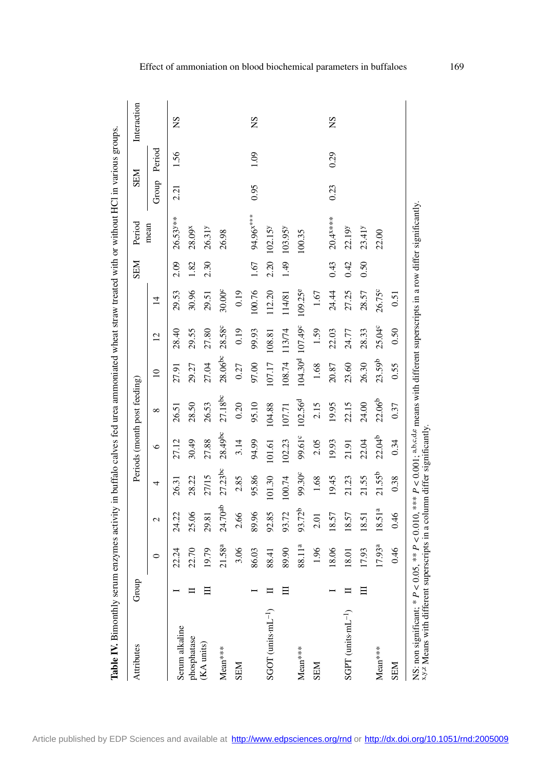**Table IV.** Bimonthly serum enzymes activity in buffalo calves fed urea ammoniated wheat straw treated with or without HCl in various groups.

| Attributes | Group | Periods (month post feeding) | | | | | | | | SEM | Period mean | SEM | | Interaction |
|---|---|---|---|---|---|---|---|---|---|---|---|---|---|---|
| | | 0 | 2 | 4 | 6 | 8 | 10 | 12 | 14 | | | Group | Period | |
| Serum alkaline phosphatase (KA units) | I | 22.24 | 24.22 | 26.31 | 27.12 | 26.51 | 27.91 | 28.40 | 29.53 | 2.09 | 26.53[y]** | 2.21 | 1.56 | NS |
| | II | 22.70 | 25.06 | 28.22 | 30.49 | 28.50 | 29.27 | 29.55 | 30.96 | 1.82 | 28.09[x] | | | |
| | III | 19.79 | 29.81 | 27/15 | 27.88 | 26.53 | 27.04 | 27.80 | 29.51 | 2.30 | 26.31[y] | | | |
| Mean*** | | 21.58[a] | 24.70[ab] | 27.23[bc] | 28.49[bc] | 27.18[bc] | 28.06[bc] | 28.58[c] | 30.00[c] | | 26.98 | | | |
| SEM | | 3.06 | 2.66 | 2.85 | 3.14 | 0.20 | 0.27 | 0.19 | 0.19 | | | | | |
| SGOT (units·mL$^{-1}$) | I | 86.03 | 89.96 | 95.86 | 94.99 | 95.10 | 97.00 | 99.93 | 100.76 | 1.67 | 94.96[x]*** | 0.95 | 1.09 | NS |
| | II | 88.41 | 92.85 | 101.30 | 101.61 | 104.88 | 107.17 | 108.81 | 112.20 | 2.20 | 102.15[y] | | | |
| | III | 89.90 | 93.72 | 100.74 | 102.23 | 107.71 | 108.74 | 113/74 | 114/81 | 1.49 | 103.95[y] | | | |
| Mean*** | | 88.11[a] | 93.72[b] | 99.30[c] | 99.61[c] | 102.56[d] | 104.30[d] | 107.49[c] | 109.25[e] | | 100.35 | | | |
| SEM | | 1.96 | 2.01 | 1.68 | 2.05 | 2.15 | 1.68 | 1.59 | 1.67 | | | | | |
| SGPT (units·mL$^{-1}$) | I | 18.06 | 18.57 | 19.45 | 19.93 | 19.95 | 20.87 | 22.03 | 24.44 | 0.43 | 20.4[x]*** | 0.23 | 0.29 | NS |
| | II | 18.01 | 18.57 | 21.23 | 21.91 | 22.15 | 23.60 | 24.77 | 27.25 | 0.42 | 22.19[y] | | | |
| | III | 17.93 | 18.51 | 21.55 | 22.04 | 24.00 | 26.30 | 28.33 | 28.57 | 0.50 | 23.41[y] | | | |
| Mean*** | | 17.93[a] | 18.51[a] | 21.55[b] | 22.04[b] | 22.06[b] | 23.59[b] | 25.04[c] | 26.75[c] | | 22.00 | | | |
| SEM | | 0.46 | 0.46 | 0.38 | 0.34 | 0.37 | 0.55 | 0.50 | 0.51 | | | | | |

NS: non significant; * $P < 0.05$, ** $P < 0.010$, *** $P < 0.001$; [a,b,c,d,e] means with different superscripts in a row differ significantly.
[x,y,z] Means with different superscripts in a column differ significantly.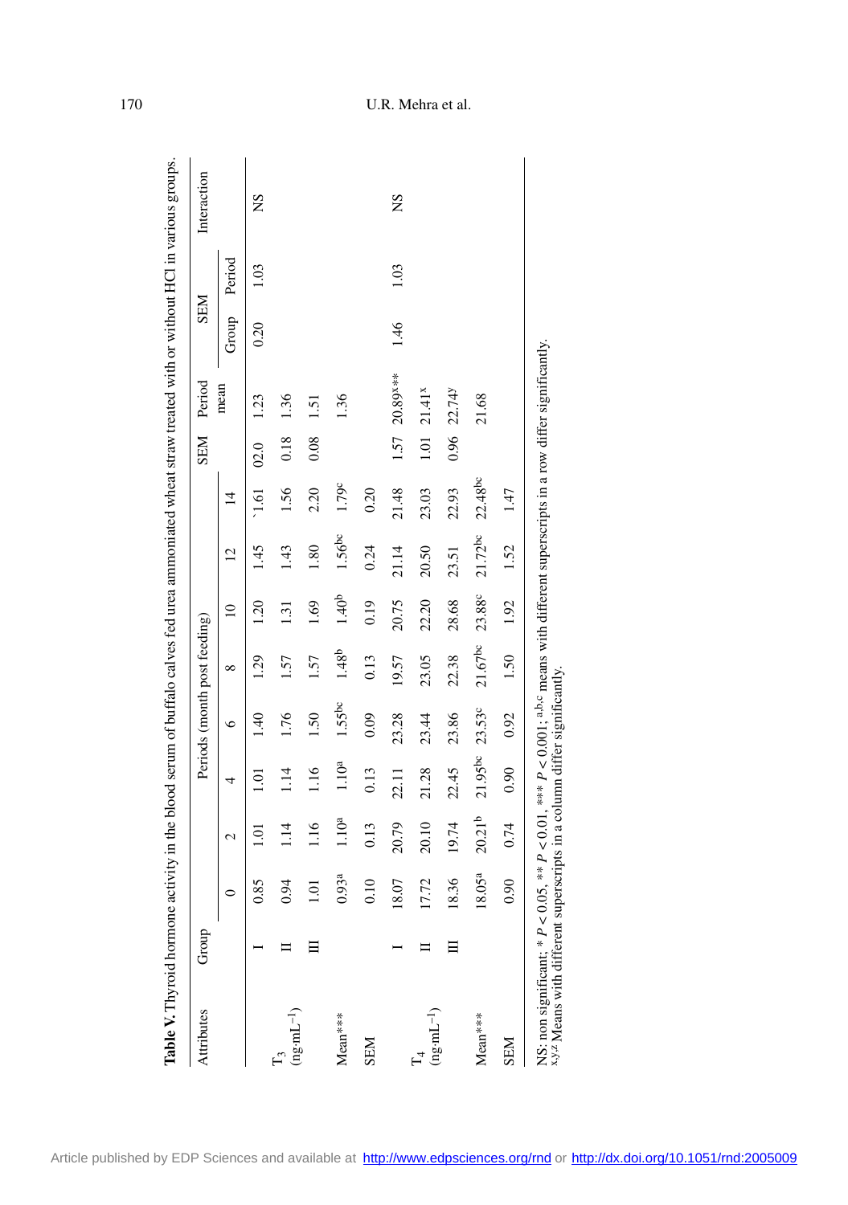**Table V.** Thyroid hormone activity in the blood serum of buffalo calves fed urea ammoniated wheat straw treated with or without HCl in various groups.

| Attributes | Group | Periods (month post feeding) | | | | | | | | SEM | Period mean | SEM | | Interaction |
|---|---|---|---|---|---|---|---|---|---|---|---|---|---|---|
| | | 0 | 2 | 4 | 6 | 8 | 10 | 12 | 14 | | | Group | Period | |
| $T_3$ ($ng \cdot mL^{-1}$) | I | 0.85 | 1.01 | 1.01 | 1.40 | 1.29 | 1.20 | 1.45 | `1.61 | 02.0 | 1.23 | 0.20 | 1.03 | NS |
| | II | 0.94 | 1.14 | 1.14 | 1.76 | 1.57 | 1.31 | 1.43 | 1.56 | 0.18 | 1.36 | | | |
| | III | 1.01 | 1.16 | 1.16 | 1.50 | 1.57 | 1.69 | 1.80 | 2.20 | 0.08 | 1.51 | | | |
| Mean*** | | $0.93^{a}$ | $1.10^{a}$ | $1.10^{a}$ | $1.55^{bc}$ | $1.48^{b}$ | $1.40^{b}$ | $1.56^{bc}$ | $1.79^{c}$ | | 1.36 | | | |
| SEM | | 0.10 | 0.13 | 0.13 | 0.09 | 0.13 | 0.19 | 0.24 | 0.20 | | | | | |
| $T_4$ ($ng \cdot mL^{-1}$) | I | 18.07 | 20.79 | 22.11 | 23.28 | 19.57 | 20.75 | 21.14 | 21.48 | 1.57 | $20.89^{x**}$ | 1.46 | 1.03 | NS |
| | II | 17.72 | 20.10 | 21.28 | 23.44 | 23.05 | 22.20 | 20.50 | 23.03 | 1.01 | $21.41^{x}$ | | | |
| | III | 18.36 | 19.74 | 22.45 | 23.86 | 22.38 | 28.68 | 23.51 | 22.93 | 0.96 | $22.74^{y}$ | | | |
| Mean*** | | $18.05^{a}$ | $20.21^{b}$ | $21.95^{bc}$ | $23.53^{c}$ | $21.67^{bc}$ | $23.88^{c}$ | $21.72^{bc}$ | $22.48^{bc}$ | | 21.68 | | | |
| SEM | | 0.90 | 0.74 | 0.90 | 0.92 | 1.50 | 1.92 | 1.52 | 1.47 | | | | | |

NS: non significant; * $P < 0.05$, ** $P < 0.01$, *** $P < 0.001$; a,b,c means with different superscripts in a row differ significantly.
x,y,z Means with different superscripts in a column differ significantly.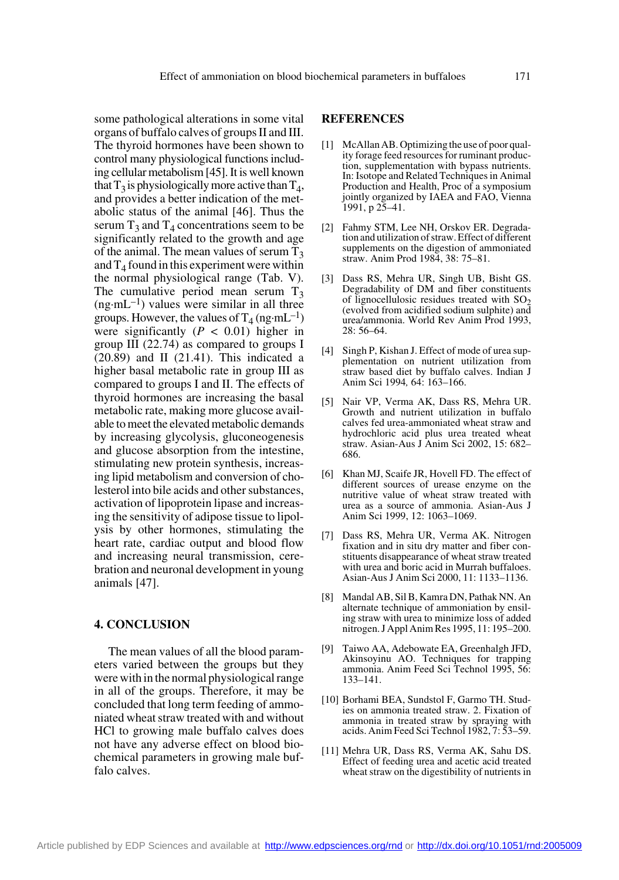some pathological alterations in some vital organs of buffalo calves of groups II and III. The thyroid hormones have been shown to control many physiological functions including cellular metabolism [45]. It is well known that $T_3$ is physiologically more active than $T_4$, and provides a better indication of the metabolic status of the animal [46]. Thus the serum $T_3$ and $T_4$ concentrations seem to be significantly related to the growth and age of the animal. The mean values of serum $T_3$ and $T_4$ found in this experiment were within the normal physiological range (Tab. V). The cumulative period mean serum $T_3$ ($ng{\cdot}mL^{-1}$) values were similar in all three groups. However, the values of $T_4$ ($ng{\cdot}mL^{-1}$) were significantly ($P < 0.01$) higher in group III (22.74) as compared to groups I (20.89) and II (21.41). This indicated a higher basal metabolic rate in group III as compared to groups I and II. The effects of thyroid hormones are increasing the basal metabolic rate, making more glucose available to meet the elevated metabolic demands by increasing glycolysis, gluconeogenesis and glucose absorption from the intestine, stimulating new protein synthesis, increasing lipid metabolism and conversion of cholesterol into bile acids and other substances, activation of lipoprotein lipase and increasing the sensitivity of adipose tissue to lipolysis by other hormones, stimulating the heart rate, cardiac output and blood flow and increasing neural transmission, cerebration and neuronal development in young animals [47].

## 4. CONCLUSION

The mean values of all the blood parameters varied between the groups but they were with in the normal physiological range in all of the groups. Therefore, it may be concluded that long term feeding of ammoniated wheat straw treated with and without HCl to growing male buffalo calves does not have any adverse effect on blood biochemical parameters in growing male buffalo calves.

## REFERENCES

[1] McAllan AB. Optimizing the use of poor quality forage feed resources for ruminant production, supplementation with bypass nutrients. In: Isotope and Related Techniques in Animal Production and Health, Proc of a symposium jointly organized by IAEA and FAO, Vienna 1991, p 25–41.

[2] Fahmy STM, Lee NH, Orskov ER. Degradation and utilization of straw. Effect of different supplements on the digestion of ammoniated straw. Anim Prod 1984, 38: 75–81.

[3] Dass RS, Mehra UR, Singh UB, Bisht GS. Degradability of DM and fiber constituents of lignocellulosic residues treated with $SO_2$ (evolved from acidified sodium sulphite) and urea/ammonia. World Rev Anim Prod 1993, 28: 56–64.

[4] Singh P, Kishan J. Effect of mode of urea supplementation on nutrient utilization from straw based diet by buffalo calves. Indian J Anim Sci 1994*,* 64: 163–166.

[5] Nair VP, Verma AK, Dass RS, Mehra UR. Growth and nutrient utilization in buffalo calves fed urea-ammoniated wheat straw and hydrochloric acid plus urea treated wheat straw. Asian-Aus J Anim Sci 2002, 15: 682–686.

[6] Khan MJ, Scaife JR, Hovell FD. The effect of different sources of urease enzyme on the nutritive value of wheat straw treated with urea as a source of ammonia*.* Asian-Aus J Anim Sci 1999, 12: 1063–1069.

[7] Dass RS, Mehra UR, Verma AK. Nitrogen fixation and in situ dry matter and fiber constituents disappearance of wheat straw treated with urea and boric acid in Murrah buffaloes. Asian-Aus J Anim Sci 2000, 11: 1133–1136.

[8] Mandal AB, Sil B, Kamra DN, Pathak NN. An alternate technique of ammoniation by ensiling straw with urea to minimize loss of added nitrogen. J Appl Anim Res 1995, 11: 195–200*.*

[9] Taiwo AA, Adebowate EA, Greenhalgh JFD, Akinsoyinu AO. Techniques for trapping ammonia. Anim Feed Sci Technol 1995*,* 56: 133–141.

[10] Borhami BEA, Sundstol F, Garmo TH. Studies on ammonia treated straw. 2. Fixation of ammonia in treated straw by spraying with acids. Anim Feed Sci Technol 1982, 7: 53–59.

[11] Mehra UR, Dass RS, Verma AK, Sahu DS. Effect of feeding urea and acetic acid treated wheat straw on the digestibility of nutrients in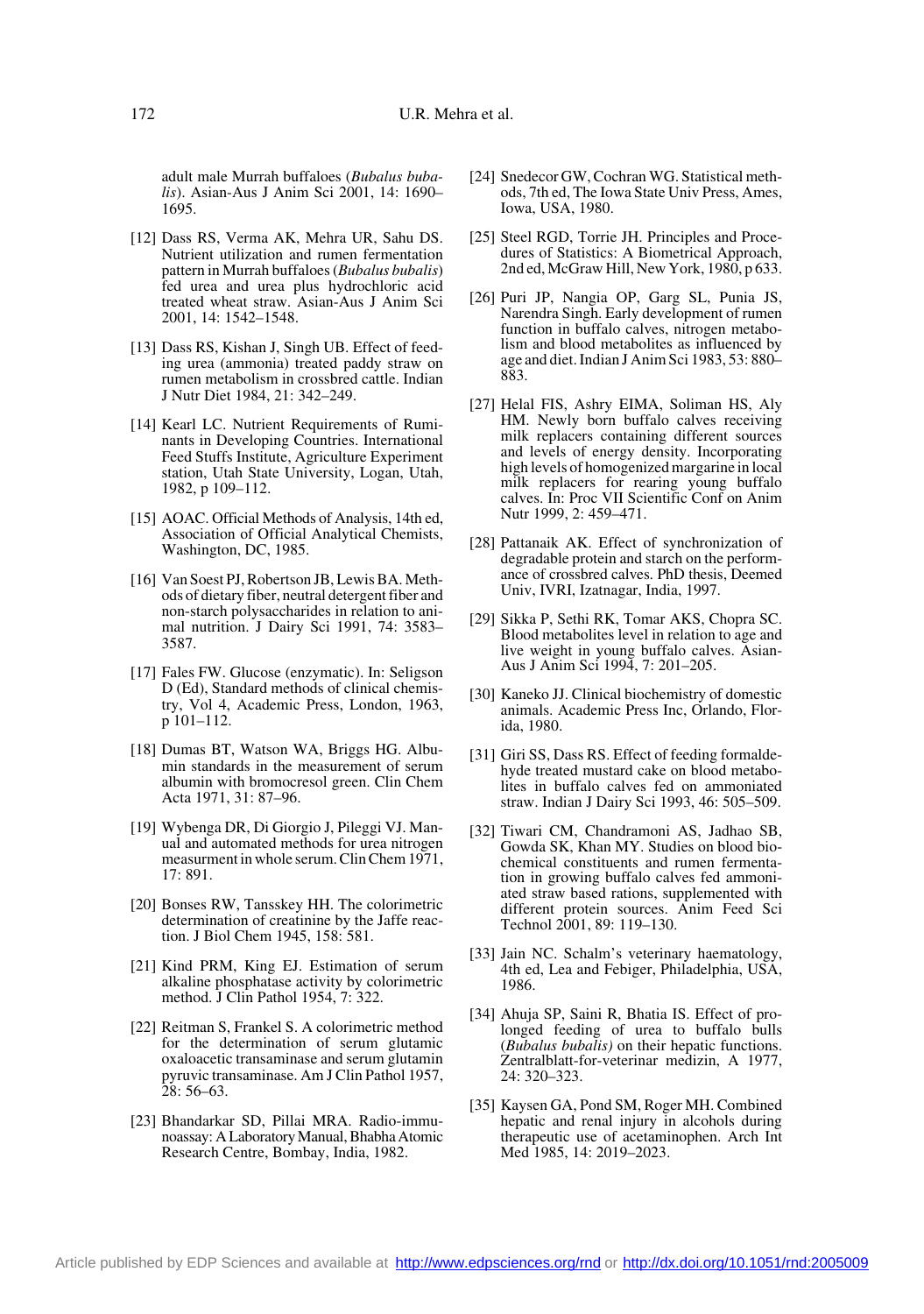adult male Murrah buffaloes (*Bubalus bubalis*). Asian-Aus J Anim Sci 2001, 14: 1690–1695.

[12] Dass RS, Verma AK, Mehra UR, Sahu DS. Nutrient utilization and rumen fermentation pattern in Murrah buffaloes (*Bubalus bubalis*) fed urea and urea plus hydrochloric acid treated wheat straw. Asian-Aus J Anim Sci 2001, 14: 1542–1548.

[13] Dass RS, Kishan J, Singh UB. Effect of feeding urea (ammonia) treated paddy straw on rumen metabolism in crossbred cattle. Indian J Nutr Diet 1984, 21: 342–249.

[14] Kearl LC. Nutrient Requirements of Ruminants in Developing Countries. International Feed Stuffs Institute, Agriculture Experiment station, Utah State University, Logan, Utah, 1982, p 109–112.

[15] AOAC. Official Methods of Analysis, 14th ed, Association of Official Analytical Chemists, Washington, DC, 1985.

[16] Van Soest PJ, Robertson JB, Lewis BA. Methods of dietary fiber, neutral detergent fiber and non-starch polysaccharides in relation to animal nutrition. J Dairy Sci 1991, 74: 3583–3587.

[17] Fales FW. Glucose (enzymatic). In: Seligson D (Ed), Standard methods of clinical chemistry, Vol 4, Academic Press, London, 1963, p 101–112.

[18] Dumas BT, Watson WA, Briggs HG. Albumin standards in the measurement of serum albumin with bromocresol green. Clin Chem Acta 1971, 31: 87–96.

[19] Wybenga DR, Di Giorgio J, Pileggi VJ. Manual and automated methods for urea nitrogen measurment in whole serum. Clin Chem 1971, 17: 891.

[20] Bonses RW, Tansskey HH. The colorimetric determination of creatinine by the Jaffe reaction. J Biol Chem 1945, 158: 581.

[21] Kind PRM, King EJ. Estimation of serum alkaline phosphatase activity by colorimetric method. J Clin Pathol 1954, 7: 322.

[22] Reitman S, Frankel S. A colorimetric method for the determination of serum glutamic oxaloacetic transaminase and serum glutamin pyruvic transaminase. Am J Clin Pathol 1957, 28: 56–63.

[23] Bhandarkar SD, Pillai MRA. Radio-immunoassay: A Laboratory Manual, Bhabha Atomic Research Centre, Bombay, India, 1982.

[24] Snedecor GW, Cochran WG. Statistical methods, 7th ed, The Iowa State Univ Press, Ames, Iowa, USA, 1980.

[25] Steel RGD, Torrie JH. Principles and Procedures of Statistics: A Biometrical Approach, 2nd ed, McGraw Hill, New York, 1980, p 633.

[26] Puri JP, Nangia OP, Garg SL, Punia JS, Narendra Singh. Early development of rumen function in buffalo calves, nitrogen metabolism and blood metabolites as influenced by age and diet. Indian J Anim Sci 1983, 53: 880–883.

[27] Helal FIS, Ashry EIMA, Soliman HS, Aly HM. Newly born buffalo calves receiving milk replacers containing different sources and levels of energy density. Incorporating high levels of homogenized margarine in local milk replacers for rearing young buffalo calves. In: Proc VII Scientific Conf on Anim Nutr 1999, 2: 459–471.

[28] Pattanaik AK. Effect of synchronization of degradable protein and starch on the performance of crossbred calves. PhD thesis, Deemed Univ, IVRI, Izatnagar, India, 1997.

[29] Sikka P, Sethi RK, Tomar AKS, Chopra SC. Blood metabolites level in relation to age and live weight in young buffalo calves. Asian-Aus J Anim Sci 1994, 7: 201–205.

[30] Kaneko JJ. Clinical biochemistry of domestic animals. Academic Press Inc, Orlando, Florida, 1980.

[31] Giri SS, Dass RS. Effect of feeding formaldehyde treated mustard cake on blood metabolites in buffalo calves fed on ammoniated straw. Indian J Dairy Sci 1993, 46: 505–509.

[32] Tiwari CM, Chandramoni AS, Jadhao SB, Gowda SK, Khan MY. Studies on blood biochemical constituents and rumen fermentation in growing buffalo calves fed ammoniated straw based rations, supplemented with different protein sources. Anim Feed Sci Technol 2001, 89: 119–130.

[33] Jain NC. Schalm's veterinary haematology, 4th ed, Lea and Febiger, Philadelphia, USA, 1986.

[34] Ahuja SP, Saini R, Bhatia IS. Effect of prolonged feeding of urea to buffalo bulls (*Bubalus bubalis)* on their hepatic functions. Zentralblatt-for-veterinar medizin, A 1977, 24: 320–323.

[35] Kaysen GA, Pond SM, Roger MH. Combined hepatic and renal injury in alcohols during therapeutic use of acetaminophen. Arch Int Med 1985, 14: 2019–2023.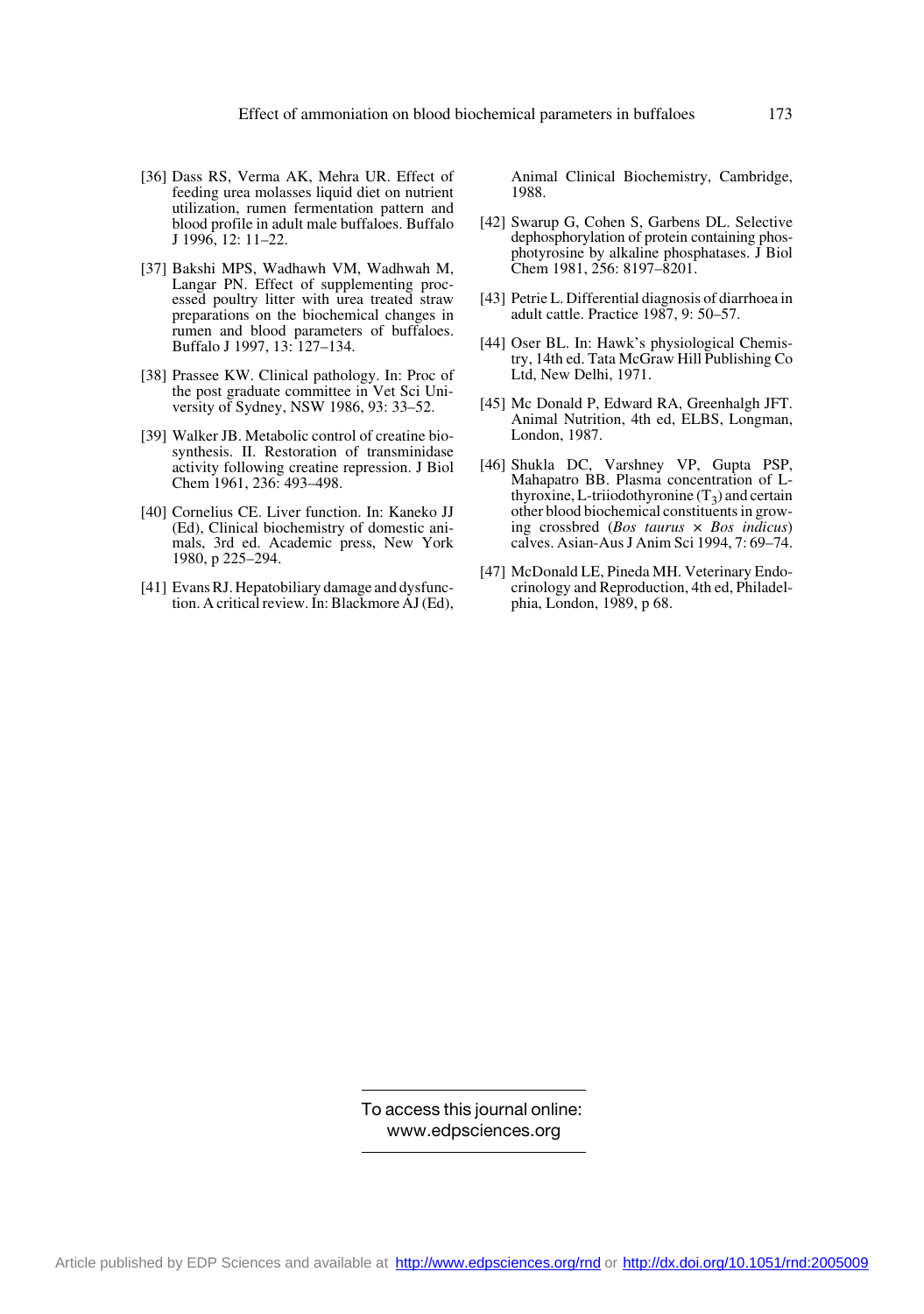[36] Dass RS, Verma AK, Mehra UR. Effect of feeding urea molasses liquid diet on nutrient utilization, rumen fermentation pattern and blood profile in adult male buffaloes. Buffalo J 1996, 12: 11–22.

[37] Bakshi MPS, Wadhawh VM, Wadhwah M, Langar PN. Effect of supplementing processed poultry litter with urea treated straw preparations on the biochemical changes in rumen and blood parameters of buffaloes. Buffalo J 1997, 13: 127–134.

[38] Prassee KW. Clinical pathology. In: Proc of the post graduate committee in Vet Sci University of Sydney, NSW 1986, 93: 33–52.

[39] Walker JB. Metabolic control of creatine biosynthesis. II. Restoration of transminidase activity following creatine repression. J Biol Chem 1961, 236: 493–498.

[40] Cornelius CE. Liver function. In: Kaneko JJ (Ed), Clinical biochemistry of domestic animals, 3rd ed. Academic press, New York 1980, p 225–294.

[41] Evans RJ. Hepatobiliary damage and dysfunction. A critical review. In: Blackmore AJ (Ed), Animal Clinical Biochemistry, Cambridge, 1988.

[42] Swarup G, Cohen S, Garbens DL. Selective dephosphorylation of protein containing phosphotyrosine by alkaline phosphatases. J Biol Chem 1981, 256: 8197–8201.

[43] Petrie L. Differential diagnosis of diarrhoea in adult cattle. Practice 1987, 9: 50–57.

[44] Oser BL. In: Hawk's physiological Chemistry, 14th ed. Tata McGraw Hill Publishing Co Ltd, New Delhi, 1971.

[45] Mc Donald P, Edward RA, Greenhalgh JFT. Animal Nutrition, 4th ed, ELBS, Longman, London, 1987.

[46] Shukla DC, Varshney VP, Gupta PSP, Mahapatro BB. Plasma concentration of L-thyroxine, L-triiodothyronine ($T_3$) and certain other blood biochemical constituents in growing crossbred (*Bos taurus* × *Bos indicus*) calves. Asian-Aus J Anim Sci 1994, 7: 69–74.

[47] McDonald LE, Pineda MH. Veterinary Endocrinology and Reproduction, 4th ed, Philadelphia, London, 1989, p 68.

To access this journal online:
www.edpsciences.org

Article published by EDP Sciences and available at http://www.edpsciences.org/rnd or http://dx.doi.org/10.1051/rnd:2005009